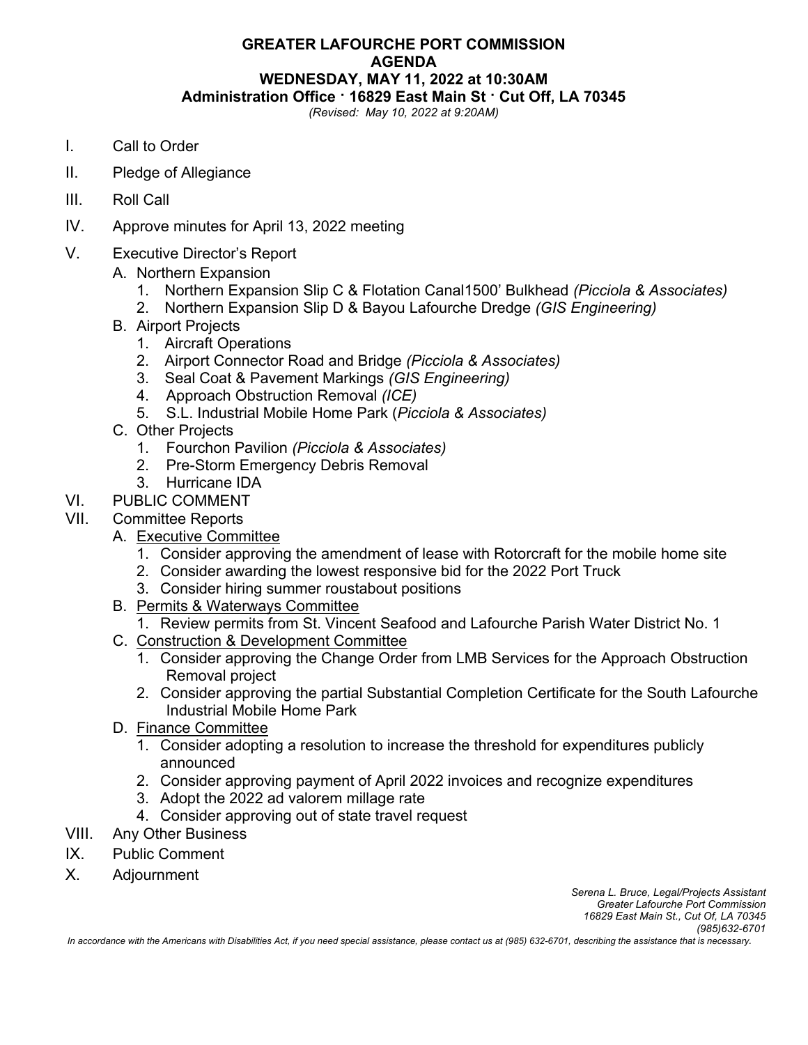# GREATER LAFOURCHE PORT COMMISSION
## AGENDA
## WEDNESDAY, MAY 11, 2022 at 10:30AM
## Administration Office · 16829 East Main St · Cut Off, LA 70345

*(Revised: May 10, 2022 at 9:20AM)*

I. Call to Order

II. Pledge of Allegiance

III. Roll Call

IV. Approve minutes for April 13, 2022 meeting

V. Executive Director's Report
   - A. Northern Expansion
      1. Northern Expansion Slip C & Flotation Canal1500' Bulkhead *(Picciola & Associates)*
      2. Northern Expansion Slip D & Bayou Lafourche Dredge *(GIS Engineering)*
   - B. Airport Projects
      1. Aircraft Operations
      2. Airport Connector Road and Bridge *(Picciola & Associates)*
      3. Seal Coat & Pavement Markings *(GIS Engineering)*
      4. Approach Obstruction Removal *(ICE)*
      5. S.L. Industrial Mobile Home Park (*Picciola & Associates)*
   - C. Other Projects
      1. Fourchon Pavilion *(Picciola & Associates)*
      2. Pre-Storm Emergency Debris Removal
      3. Hurricane IDA

VI. PUBLIC COMMENT

VII. Committee Reports
   - A. <u>Executive Committee</u>
      1. Consider approving the amendment of lease with Rotorcraft for the mobile home site
      2. Consider awarding the lowest responsive bid for the 2022 Port Truck
      3. Consider hiring summer roustabout positions
   - B. <u>Permits & Waterways Committee</u>
      1. Review permits from St. Vincent Seafood and Lafourche Parish Water District No. 1
   - C. <u>Construction & Development Committee</u>
      1. Consider approving the Change Order from LMB Services for the Approach Obstruction Removal project
      2. Consider approving the partial Substantial Completion Certificate for the South Lafourche Industrial Mobile Home Park
   - D. <u>Finance Committee</u>
      1. Consider adopting a resolution to increase the threshold for expenditures publicly announced
      2. Consider approving payment of April 2022 invoices and recognize expenditures
      3. Adopt the 2022 ad valorem millage rate
      4. Consider approving out of state travel request

VIII. Any Other Business

IX. Public Comment

X. Adjournment

*Serena L. Bruce, Legal/Projects Assistant*
*Greater Lafourche Port Commission*
*16829 East Main St., Cut Of, LA 70345*
*(985)632-6701*

*In accordance with the Americans with Disabilities Act, if you need special assistance, please contact us at (985) 632-6701, describing the assistance that is necessary.*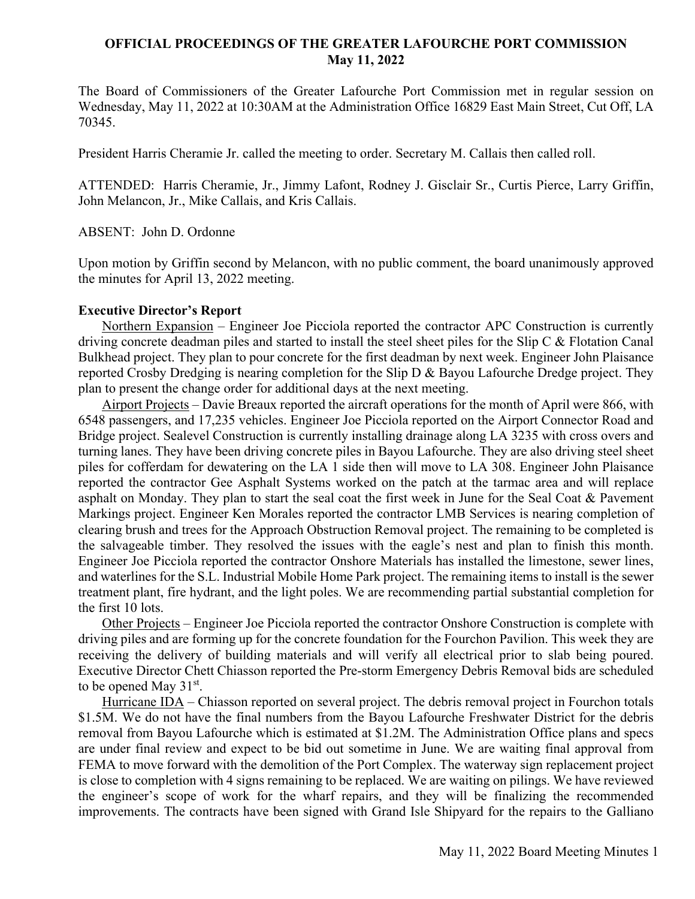**OFFICIAL PROCEEDINGS OF THE GREATER LAFOURCHE PORT COMMISSION**
**May 11, 2022**

The Board of Commissioners of the Greater Lafourche Port Commission met in regular session on Wednesday, May 11, 2022 at 10:30AM at the Administration Office 16829 East Main Street, Cut Off, LA 70345.

President Harris Cheramie Jr. called the meeting to order. Secretary M. Callais then called roll.

ATTENDED: Harris Cheramie, Jr., Jimmy Lafont, Rodney J. Gisclair Sr., Curtis Pierce, Larry Griffin, John Melancon, Jr., Mike Callais, and Kris Callais.

ABSENT: John D. Ordonne

Upon motion by Griffin second by Melancon, with no public comment, the board unanimously approved the minutes for April 13, 2022 meeting.

**Executive Director's Report**

Northern Expansion – Engineer Joe Picciola reported the contractor APC Construction is currently driving concrete deadman piles and started to install the steel sheet piles for the Slip C & Flotation Canal Bulkhead project. They plan to pour concrete for the first deadman by next week. Engineer John Plaisance reported Crosby Dredging is nearing completion for the Slip D & Bayou Lafourche Dredge project. They plan to present the change order for additional days at the next meeting.

Airport Projects – Davie Breaux reported the aircraft operations for the month of April were 866, with 6548 passengers, and 17,235 vehicles. Engineer Joe Picciola reported on the Airport Connector Road and Bridge project. Sealevel Construction is currently installing drainage along LA 3235 with cross overs and turning lanes. They have been driving concrete piles in Bayou Lafourche. They are also driving steel sheet piles for cofferdam for dewatering on the LA 1 side then will move to LA 308. Engineer John Plaisance reported the contractor Gee Asphalt Systems worked on the patch at the tarmac area and will replace asphalt on Monday. They plan to start the seal coat the first week in June for the Seal Coat & Pavement Markings project. Engineer Ken Morales reported the contractor LMB Services is nearing completion of clearing brush and trees for the Approach Obstruction Removal project. The remaining to be completed is the salvageable timber. They resolved the issues with the eagle's nest and plan to finish this month. Engineer Joe Picciola reported the contractor Onshore Materials has installed the limestone, sewer lines, and waterlines for the S.L. Industrial Mobile Home Park project. The remaining items to install is the sewer treatment plant, fire hydrant, and the light poles. We are recommending partial substantial completion for the first 10 lots.

Other Projects – Engineer Joe Picciola reported the contractor Onshore Construction is complete with driving piles and are forming up for the concrete foundation for the Fourchon Pavilion. This week they are receiving the delivery of building materials and will verify all electrical prior to slab being poured. Executive Director Chett Chiasson reported the Pre-storm Emergency Debris Removal bids are scheduled to be opened May 31st.

Hurricane IDA – Chiasson reported on several project. The debris removal project in Fourchon totals $1.5M. We do not have the final numbers from the Bayou Lafourche Freshwater District for the debris removal from Bayou Lafourche which is estimated at $1.2M. The Administration Office plans and specs are under final review and expect to be bid out sometime in June. We are waiting final approval from FEMA to move forward with the demolition of the Port Complex. The waterway sign replacement project is close to completion with 4 signs remaining to be replaced. We are waiting on pilings. We have reviewed the engineer's scope of work for the wharf repairs, and they will be finalizing the recommended improvements. The contracts have been signed with Grand Isle Shipyard for the repairs to the Galliano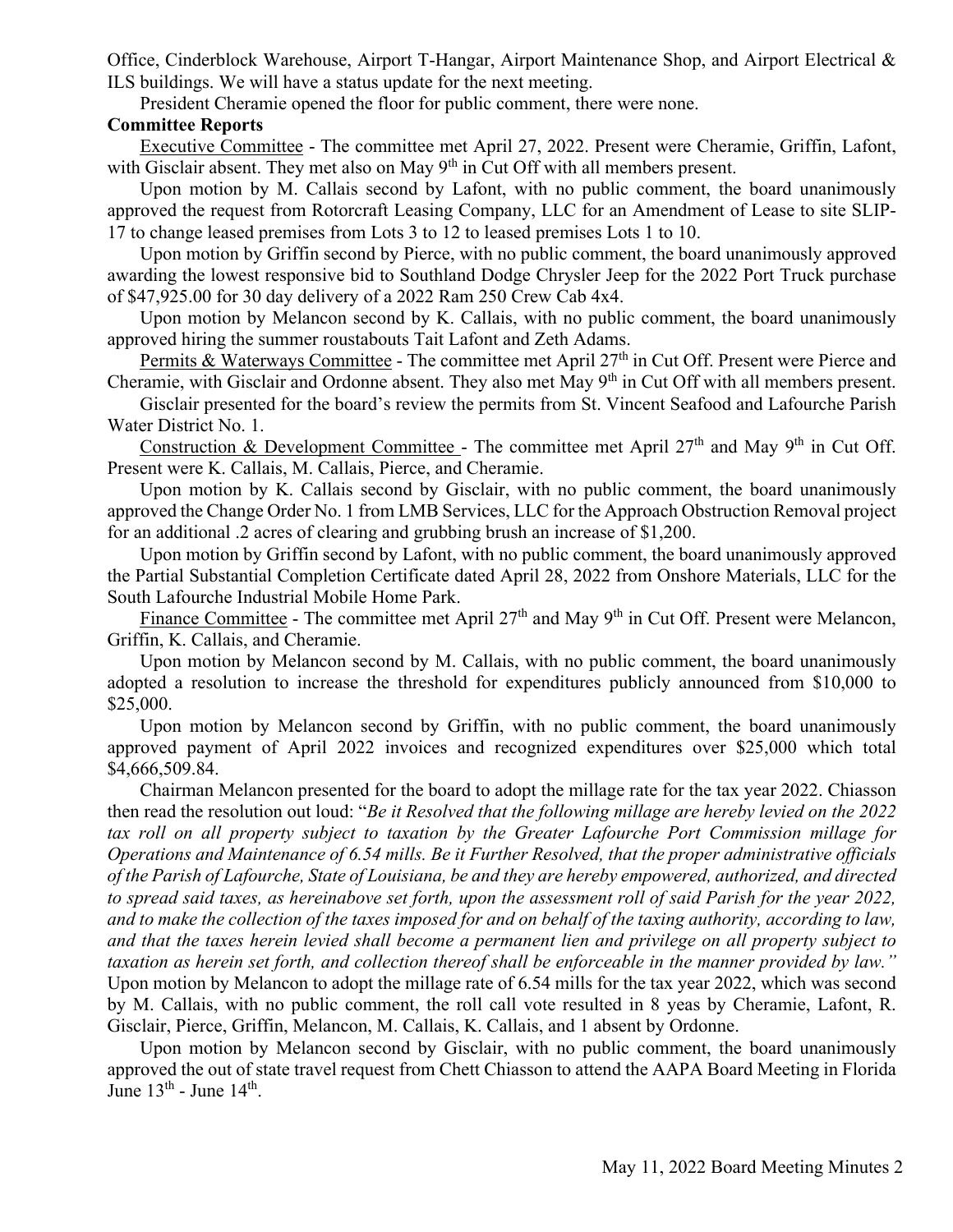Office, Cinderblock Warehouse, Airport T-Hangar, Airport Maintenance Shop, and Airport Electrical & ILS buildings. We will have a status update for the next meeting.

President Cheramie opened the floor for public comment, there were none.

**Committee Reports**

Executive Committee - The committee met April 27, 2022. Present were Cheramie, Griffin, Lafont, with Gisclair absent. They met also on May 9th in Cut Off with all members present.

Upon motion by M. Callais second by Lafont, with no public comment, the board unanimously approved the request from Rotorcraft Leasing Company, LLC for an Amendment of Lease to site SLIP-17 to change leased premises from Lots 3 to 12 to leased premises Lots 1 to 10.

Upon motion by Griffin second by Pierce, with no public comment, the board unanimously approved awarding the lowest responsive bid to Southland Dodge Chrysler Jeep for the 2022 Port Truck purchase of $47,925.00 for 30 day delivery of a 2022 Ram 250 Crew Cab 4x4.

Upon motion by Melancon second by K. Callais, with no public comment, the board unanimously approved hiring the summer roustabouts Tait Lafont and Zeth Adams.

Permits & Waterways Committee - The committee met April 27th in Cut Off. Present were Pierce and Cheramie, with Gisclair and Ordonne absent. They also met May 9th in Cut Off with all members present.

Gisclair presented for the board's review the permits from St. Vincent Seafood and Lafourche Parish Water District No. 1.

Construction & Development Committee - The committee met April 27th and May 9th in Cut Off. Present were K. Callais, M. Callais, Pierce, and Cheramie.

Upon motion by K. Callais second by Gisclair, with no public comment, the board unanimously approved the Change Order No. 1 from LMB Services, LLC for the Approach Obstruction Removal project for an additional .2 acres of clearing and grubbing brush an increase of $1,200.

Upon motion by Griffin second by Lafont, with no public comment, the board unanimously approved the Partial Substantial Completion Certificate dated April 28, 2022 from Onshore Materials, LLC for the South Lafourche Industrial Mobile Home Park.

Finance Committee - The committee met April 27th and May 9th in Cut Off. Present were Melancon, Griffin, K. Callais, and Cheramie.

Upon motion by Melancon second by M. Callais, with no public comment, the board unanimously adopted a resolution to increase the threshold for expenditures publicly announced from $10,000 to $25,000.

Upon motion by Melancon second by Griffin, with no public comment, the board unanimously approved payment of April 2022 invoices and recognized expenditures over $25,000 which total $4,666,509.84.

Chairman Melancon presented for the board to adopt the millage rate for the tax year 2022. Chiasson then read the resolution out loud: "*Be it Resolved that the following millage are hereby levied on the 2022 tax roll on all property subject to taxation by the Greater Lafourche Port Commission millage for Operations and Maintenance of 6.54 mills. Be it Further Resolved, that the proper administrative officials of the Parish of Lafourche, State of Louisiana, be and they are hereby empowered, authorized, and directed to spread said taxes, as hereinabove set forth, upon the assessment roll of said Parish for the year 2022, and to make the collection of the taxes imposed for and on behalf of the taxing authority, according to law, and that the taxes herein levied shall become a permanent lien and privilege on all property subject to taxation as herein set forth, and collection thereof shall be enforceable in the manner provided by law.*" Upon motion by Melancon to adopt the millage rate of 6.54 mills for the tax year 2022, which was second by M. Callais, with no public comment, the roll call vote resulted in 8 yeas by Cheramie, Lafont, R. Gisclair, Pierce, Griffin, Melancon, M. Callais, K. Callais, and 1 absent by Ordonne.

Upon motion by Melancon second by Gisclair, with no public comment, the board unanimously approved the out of state travel request from Chett Chiasson to attend the AAPA Board Meeting in Florida June 13th - June 14th.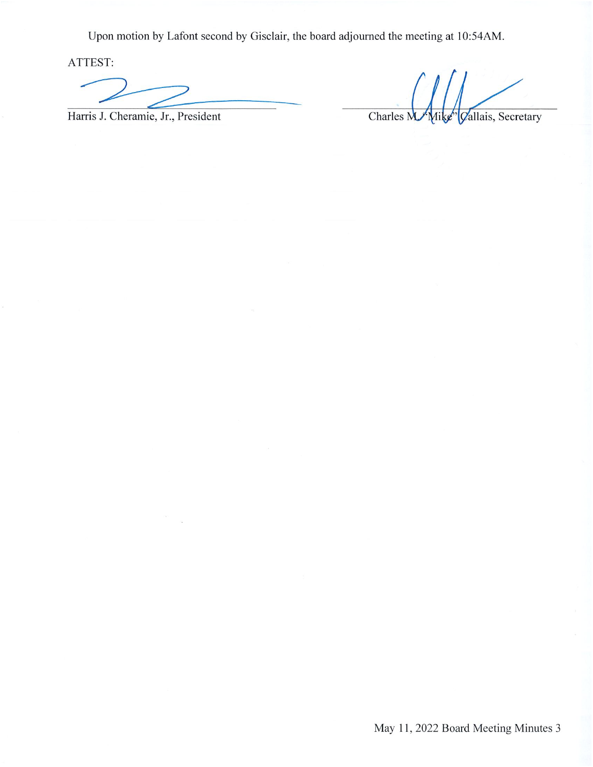Upon motion by Lafont second by Gisclair, the board adjourned the meeting at 10:54AM.

ATTEST:

Harris J. Cheramie, Jr., President

Charles M. "Mike" Callais, Secretary